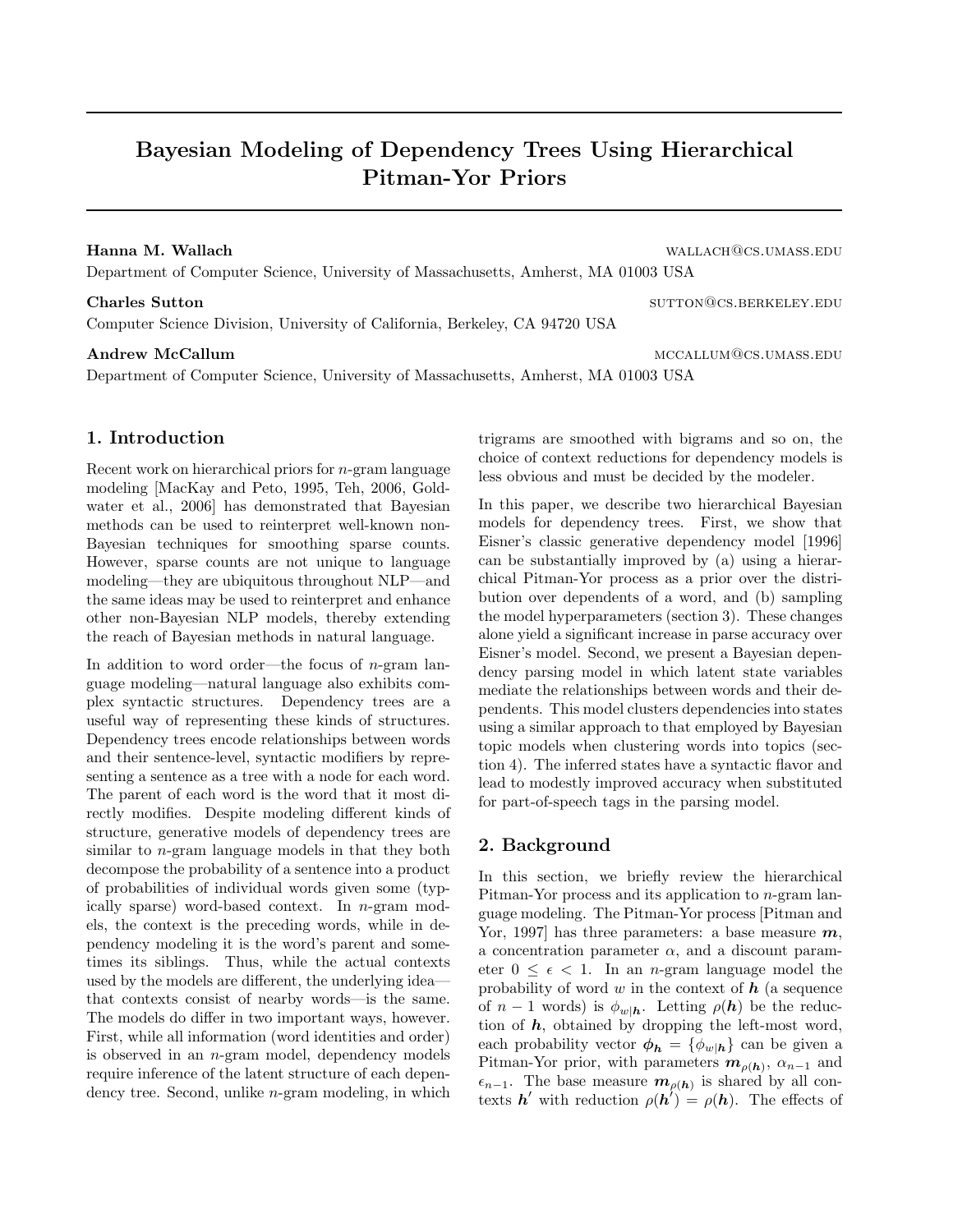# Bayesian Modeling of Dependency Trees Using Hierarchical Pitman-Yor Priors

**Hanna M. Wallach** WALLACH@CS.UMASS.EDU
Department of Computer Science, University of Massachusetts, Amherst, MA 01003 USA

**Charles Sutton** SUTTON@CS.BERKELEY.EDU
Computer Science Division, University of California, Berkeley, CA 94720 USA

**Andrew McCallum** MCCALLUM@CS.UMASS.EDU
Department of Computer Science, University of Massachusetts, Amherst, MA 01003 USA

## 1. Introduction

Recent work on hierarchical priors for $n$-gram language modeling [MacKay and Peto, 1995, Teh, 2006, Goldwater et al., 2006] has demonstrated that Bayesian methods can be used to reinterpret well-known non-Bayesian techniques for smoothing sparse counts. However, sparse counts are not unique to language modeling—they are ubiquitous throughout NLP—and the same ideas may be used to reinterpret and enhance other non-Bayesian NLP models, thereby extending the reach of Bayesian methods in natural language.

In addition to word order—the focus of $n$-gram language modeling—natural language also exhibits complex syntactic structures. Dependency trees are a useful way of representing these kinds of structures. Dependency trees encode relationships between words and their sentence-level, syntactic modifiers by representing a sentence as a tree with a node for each word. The parent of each word is the word that it most directly modifies. Despite modeling different kinds of structure, generative models of dependency trees are similar to $n$-gram language models in that they both decompose the probability of a sentence into a product of probabilities of individual words given some (typically sparse) word-based context. In $n$-gram models, the context is the preceding words, while in dependency modeling it is the word's parent and sometimes its siblings. Thus, while the actual contexts used by the models are different, the underlying idea—that contexts consist of nearby words—is the same. The models do differ in two important ways, however. First, while all information (word identities and order) is observed in an $n$-gram model, dependency models require inference of the latent structure of each dependency tree. Second, unlike $n$-gram modeling, in which trigrams are smoothed with bigrams and so on, the choice of context reductions for dependency models is less obvious and must be decided by the modeler.

In this paper, we describe two hierarchical Bayesian models for dependency trees. First, we show that Eisner's classic generative dependency model [1996] can be substantially improved by (a) using a hierarchical Pitman-Yor process as a prior over the distribution over dependents of a word, and (b) sampling the model hyperparameters (section 3). These changes alone yield a significant increase in parse accuracy over Eisner's model. Second, we present a Bayesian dependency parsing model in which latent state variables mediate the relationships between words and their dependents. This model clusters dependencies into states using a similar approach to that employed by Bayesian topic models when clustering words into topics (section 4). The inferred states have a syntactic flavor and lead to modestly improved accuracy when substituted for part-of-speech tags in the parsing model.

## 2. Background

In this section, we briefly review the hierarchical Pitman-Yor process and its application to $n$-gram language modeling. The Pitman-Yor process [Pitman and Yor, 1997] has three parameters: a base measure $\boldsymbol{m}$, a concentration parameter $\alpha$, and a discount parameter $0 \leq \epsilon < 1$. In an $n$-gram language model the probability of word $w$ in the context of $\boldsymbol{h}$ (a sequence of $n-1$ words) is $\phi_{w|\boldsymbol{h}}$. Letting $\rho(\boldsymbol{h})$ be the reduction of $\boldsymbol{h}$, obtained by dropping the left-most word, each probability vector $\boldsymbol{\phi}_{\boldsymbol{h}} = \{\phi_{w|\boldsymbol{h}}\}$ can be given a Pitman-Yor prior, with parameters $\boldsymbol{m}_{\rho(\boldsymbol{h})}$, $\alpha_{n-1}$ and $\epsilon_{n-1}$. The base measure $\boldsymbol{m}_{\rho(\boldsymbol{h})}$ is shared by all contexts $\boldsymbol{h}'$ with reduction $\rho(\boldsymbol{h}') = \rho(\boldsymbol{h})$. The effects of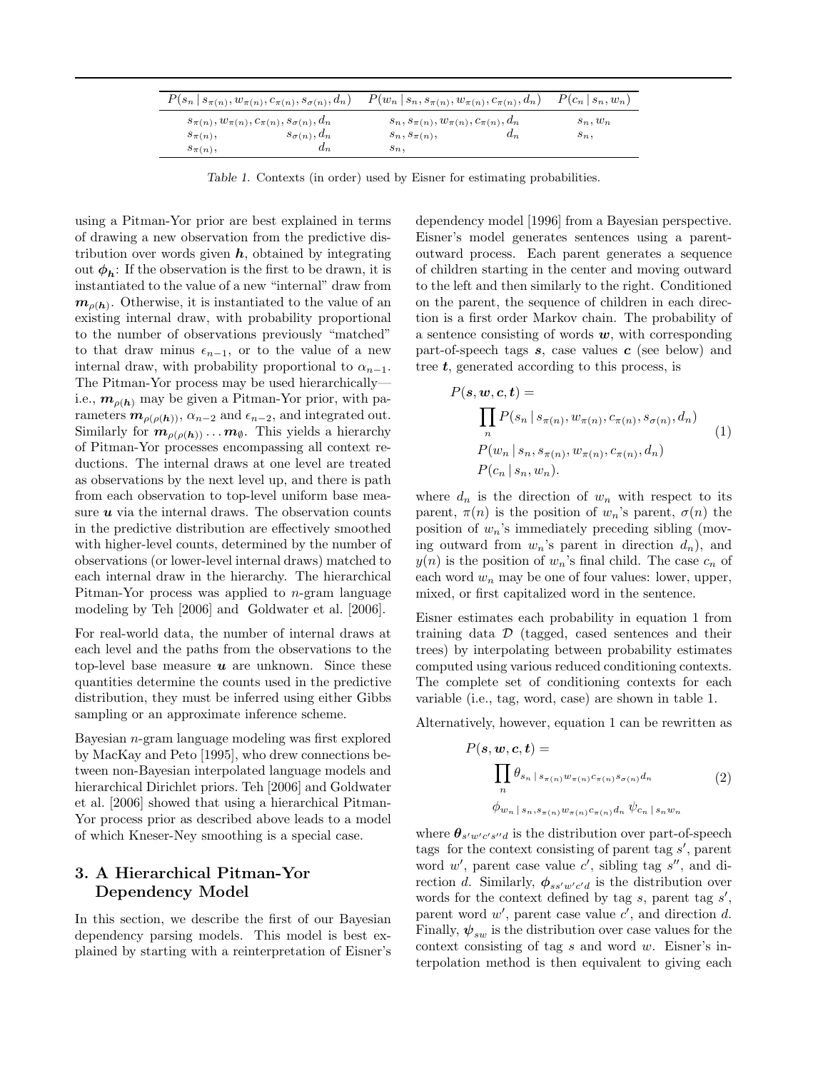| $P(s_n \mid s_{\pi(n)}, w_{\pi(n)}, c_{\pi(n)}, s_{\sigma(n)}, d_n)$ | $P(w_n \mid s_n, s_{\pi(n)}, w_{\pi(n)}, c_{\pi(n)}, d_n)$ | $P(c_n \mid s_n, w_n)$ |
|---|---|---|
| $s_{\pi(n)}, w_{\pi(n)}, c_{\pi(n)}, s_{\sigma(n)}, d_n$ | $s_n, s_{\pi(n)}, w_{\pi(n)}, c_{\pi(n)}, d_n$ | $s_n, w_n$ |
| $s_{\pi(n)}, \quad s_{\sigma(n)}, d_n$ | $s_n, s_{\pi(n)}, \quad d_n$ | $s_n,$ |
| $s_{\pi(n)}, \quad d_n$ | $s_n,$ | |

*Table 1.* Contexts (in order) used by Eisner for estimating probabilities.

using a Pitman-Yor prior are best explained in terms of drawing a new observation from the predictive distribution over words given $\boldsymbol{h}$, obtained by integrating out $\boldsymbol{\phi}_{\boldsymbol{h}}$: If the observation is the first to be drawn, it is instantiated to the value of a new "internal" draw from $\boldsymbol{m}_{\rho(\boldsymbol{h})}$. Otherwise, it is instantiated to the value of an existing internal draw, with probability proportional to the number of observations previously "matched" to that draw minus $\epsilon_{n-1}$, or to the value of a new internal draw, with probability proportional to $\alpha_{n-1}$. The Pitman-Yor process may be used hierarchically—i.e., $\boldsymbol{m}_{\rho(\boldsymbol{h})}$ may be given a Pitman-Yor prior, with parameters $\boldsymbol{m}_{\rho(\rho(\boldsymbol{h}))}$, $\alpha_{n-2}$ and $\epsilon_{n-2}$, and integrated out. Similarly for $\boldsymbol{m}_{\rho(\rho(\boldsymbol{h}))} \ldots \boldsymbol{m}_{\emptyset}$. This yields a hierarchy of Pitman-Yor processes encompassing all context reductions. The internal draws at one level are treated as observations by the next level up, and there is path from each observation to top-level uniform base measure $\boldsymbol{u}$ via the internal draws. The observation counts in the predictive distribution are effectively smoothed with higher-level counts, determined by the number of observations (or lower-level internal draws) matched to each internal draw in the hierarchy. The hierarchical Pitman-Yor process was applied to $n$-gram language modeling by Teh [2006] and Goldwater et al. [2006].

For real-world data, the number of internal draws at each level and the paths from the observations to the top-level base measure $\boldsymbol{u}$ are unknown. Since these quantities determine the counts used in the predictive distribution, they must be inferred using either Gibbs sampling or an approximate inference scheme.

Bayesian $n$-gram language modeling was first explored by MacKay and Peto [1995], who drew connections between non-Bayesian interpolated language models and hierarchical Dirichlet priors. Teh [2006] and Goldwater et al. [2006] showed that using a hierarchical Pitman-Yor process prior as described above leads to a model of which Kneser-Ney smoothing is a special case.

## 3. A Hierarchical Pitman-Yor Dependency Model

In this section, we describe the first of our Bayesian dependency parsing models. This model is best explained by starting with a reinterpretation of Eisner's dependency model [1996] from a Bayesian perspective. Eisner's model generates sentences using a parent-outward process. Each parent generates a sequence of children starting in the center and moving outward to the left and then similarly to the right. Conditioned on the parent, the sequence of children in each direction is a first order Markov chain. The probability of a sentence consisting of words $\boldsymbol{w}$, with corresponding part-of-speech tags $\boldsymbol{s}$, case values $\boldsymbol{c}$ (see below) and tree $\boldsymbol{t}$, generated according to this process, is

$$
\begin{aligned}
P(\boldsymbol{s}, \boldsymbol{w}, \boldsymbol{c}, \boldsymbol{t}) = & \\
& \prod_n P(s_n \mid s_{\pi(n)}, w_{\pi(n)}, c_{\pi(n)}, s_{\sigma(n)}, d_n) \\
& P(w_n \mid s_n, s_{\pi(n)}, w_{\pi(n)}, c_{\pi(n)}, d_n) \\
& P(c_n \mid s_n, w_n).
\end{aligned} \tag{1}
$$

where $d_n$ is the direction of $w_n$ with respect to its parent, $\pi(n)$ is the position of $w_n$'s parent, $\sigma(n)$ the position of $w_n$'s immediately preceding sibling (moving outward from $w_n$'s parent in direction $d_n$), and $y(n)$ is the position of $w_n$'s final child. The case $c_n$ of each word $w_n$ may be one of four values: lower, upper, mixed, or first capitalized word in the sentence.

Eisner estimates each probability in equation 1 from training data $\mathcal{D}$ (tagged, cased sentences and their trees) by interpolating between probability estimates computed using various reduced conditioning contexts. The complete set of conditioning contexts for each variable (i.e., tag, word, case) are shown in table 1.

Alternatively, however, equation 1 can be rewritten as

$$
\begin{aligned}
P(\boldsymbol{s}, \boldsymbol{w}, \boldsymbol{c}, \boldsymbol{t}) = & \\
& \prod_n \theta_{s_n \mid s_{\pi(n)} w_{\pi(n)} c_{\pi(n)} s_{\sigma(n)} d_n} \\
& \phi_{w_n \mid s_n, s_{\pi(n)} w_{\pi(n)} c_{\pi(n)} d_n} \, \psi_{c_n \mid s_n w_n}
\end{aligned} \tag{2}
$$

where $\boldsymbol{\theta}_{s'w'c's''d}$ is the distribution over part-of-speech tags for the context consisting of parent tag $s'$, parent word $w'$, parent case value $c'$, sibling tag $s''$, and direction $d$. Similarly, $\boldsymbol{\phi}_{ss'w'c'd}$ is the distribution over words for the context defined by tag $s$, parent tag $s'$, parent word $w'$, parent case value $c'$, and direction $d$. Finally, $\boldsymbol{\psi}_{sw}$ is the distribution over case values for the context consisting of tag $s$ and word $w$. Eisner's interpolation method is then equivalent to giving each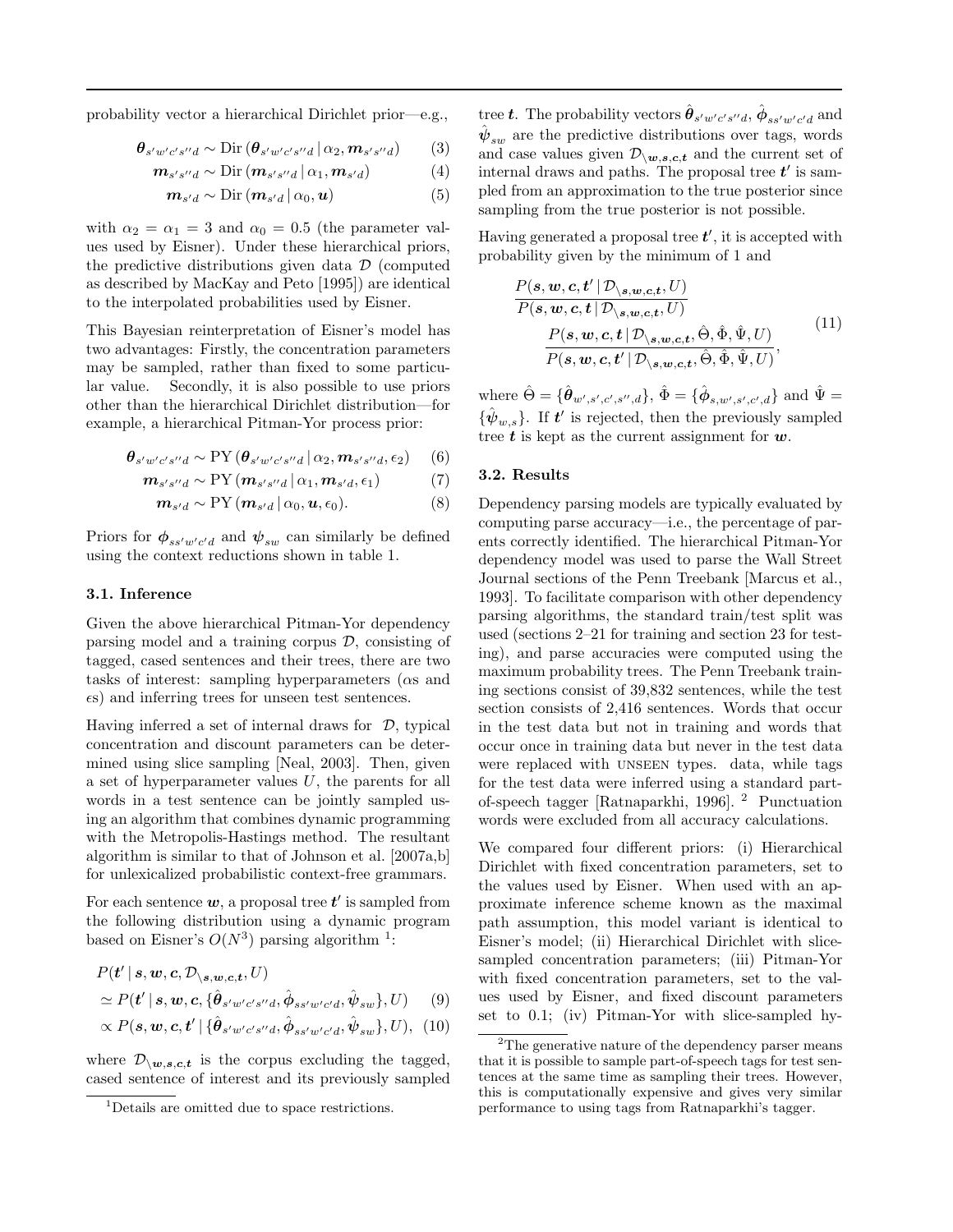probability vector a hierarchical Dirichlet prior—e.g.,

$$\boldsymbol{\theta}_{s'w'c's''d} \sim \mathrm{Dir}\left(\boldsymbol{\theta}_{s'w'c's''d} \,|\, \alpha_2, \boldsymbol{m}_{s's''d}\right) \tag{3}$$

$$\boldsymbol{m}_{s's''d} \sim \mathrm{Dir}\left(\boldsymbol{m}_{s's''d} \,|\, \alpha_1, \boldsymbol{m}_{s'd}\right) \tag{4}$$

$$\boldsymbol{m}_{s'd} \sim \mathrm{Dir}\left(\boldsymbol{m}_{s'd} \,|\, \alpha_0, \boldsymbol{u}\right) \tag{5}$$

with $\alpha_2 = \alpha_1 = 3$ and $\alpha_0 = 0.5$ (the parameter values used by Eisner). Under these hierarchical priors, the predictive distributions given data $\mathcal{D}$ (computed as described by MacKay and Peto [1995]) are identical to the interpolated probabilities used by Eisner.

This Bayesian reinterpretation of Eisner's model has two advantages: Firstly, the concentration parameters may be sampled, rather than fixed to some particular value. Secondly, it is also possible to use priors other than the hierarchical Dirichlet distribution—for example, a hierarchical Pitman-Yor process prior:

$$\boldsymbol{\theta}_{s'w'c's''d} \sim \mathrm{PY}\left(\boldsymbol{\theta}_{s'w'c's''d} \,|\, \alpha_2, \boldsymbol{m}_{s's''d}, \epsilon_2\right) \tag{6}$$

$$\boldsymbol{m}_{s's''d} \sim \mathrm{PY}\left(\boldsymbol{m}_{s's''d} \,|\, \alpha_1, \boldsymbol{m}_{s'd}, \epsilon_1\right) \tag{7}$$

$$\boldsymbol{m}_{s'd} \sim \mathrm{PY}\left(\boldsymbol{m}_{s'd} \,|\, \alpha_0, \boldsymbol{u}, \epsilon_0\right). \tag{8}$$

Priors for $\boldsymbol{\phi}_{ss'w'c'd}$ and $\boldsymbol{\psi}_{sw}$ can similarly be defined using the context reductions shown in table 1.

### 3.1. Inference

Given the above hierarchical Pitman-Yor dependency parsing model and a training corpus $\mathcal{D}$, consisting of tagged, cased sentences and their trees, there are two tasks of interest: sampling hyperparameters ($\alpha$s and $\epsilon$s) and inferring trees for unseen test sentences.

Having inferred a set of internal draws for $\mathcal{D}$, typical concentration and discount parameters can be determined using slice sampling [Neal, 2003]. Then, given a set of hyperparameter values $U$, the parents for all words in a test sentence can be jointly sampled using an algorithm that combines dynamic programming with the Metropolis-Hastings method. The resultant algorithm is similar to that of Johnson et al. [2007a,b] for unlexicalized probabilistic context-free grammars.

For each sentence $\boldsymbol{w}$, a proposal tree $\boldsymbol{t}'$ is sampled from the following distribution using a dynamic program based on Eisner's $O(N^3)$ parsing algorithm [1]:

$$P(\boldsymbol{t}' \,|\, \boldsymbol{s}, \boldsymbol{w}, \boldsymbol{c}, \mathcal{D}_{\setminus \boldsymbol{s},\boldsymbol{w},\boldsymbol{c},\boldsymbol{t}}, U)$$

$$\simeq P(\boldsymbol{t}' \,|\, \boldsymbol{s}, \boldsymbol{w}, \boldsymbol{c}, \{\hat{\boldsymbol{\theta}}_{s'w'c's''d}, \hat{\boldsymbol{\phi}}_{ss'w'c'd}, \hat{\boldsymbol{\psi}}_{sw}\}, U) \tag{9}$$

$$\propto P(\boldsymbol{s}, \boldsymbol{w}, \boldsymbol{c}, \boldsymbol{t}' \,|\, \{\hat{\boldsymbol{\theta}}_{s'w'c's''d}, \hat{\boldsymbol{\phi}}_{ss'w'c'd}, \hat{\boldsymbol{\psi}}_{sw}\}, U), \tag{10}$$

where $\mathcal{D}_{\setminus \boldsymbol{w},\boldsymbol{s},\boldsymbol{c},\boldsymbol{t}}$ is the corpus excluding the tagged, cased sentence of interest and its previously sampled tree $\boldsymbol{t}$. The probability vectors $\hat{\boldsymbol{\theta}}_{s'w'c's''d}$, $\hat{\boldsymbol{\phi}}_{ss'w'c'd}$ and $\hat{\boldsymbol{\psi}}_{sw}$ are the predictive distributions over tags, words and case values given $\mathcal{D}_{\setminus \boldsymbol{w},\boldsymbol{s},\boldsymbol{c},\boldsymbol{t}}$ and the current set of internal draws and paths. The proposal tree $\boldsymbol{t}'$ is sampled from an approximation to the true posterior since sampling from the true posterior is not possible.

Having generated a proposal tree $\boldsymbol{t}'$, it is accepted with probability given by the minimum of 1 and

$$\frac{P(\boldsymbol{s}, \boldsymbol{w}, \boldsymbol{c}, \boldsymbol{t}' \,|\, \mathcal{D}_{\setminus \boldsymbol{s},\boldsymbol{w},\boldsymbol{c},\boldsymbol{t}}, U)}{P(\boldsymbol{s}, \boldsymbol{w}, \boldsymbol{c}, \boldsymbol{t} \,|\, \mathcal{D}_{\setminus \boldsymbol{s},\boldsymbol{w},\boldsymbol{c},\boldsymbol{t}}, U)} \frac{P(\boldsymbol{s}, \boldsymbol{w}, \boldsymbol{c}, \boldsymbol{t} \,|\, \mathcal{D}_{\setminus \boldsymbol{s},\boldsymbol{w},\boldsymbol{c},\boldsymbol{t}}, \hat{\Theta}, \hat{\Phi}, \hat{\Psi}, U)}{P(\boldsymbol{s}, \boldsymbol{w}, \boldsymbol{c}, \boldsymbol{t}' \,|\, \mathcal{D}_{\setminus \boldsymbol{s},\boldsymbol{w},\boldsymbol{c},\boldsymbol{t}}, \hat{\Theta}, \hat{\Phi}, \hat{\Psi}, U)}, \tag{11}$$

where $\hat{\Theta} = \{\hat{\boldsymbol{\theta}}_{w',s',c',s'',d}\}$, $\hat{\Phi} = \{\hat{\boldsymbol{\phi}}_{s,w',s',c',d}\}$ and $\hat{\Psi} = \{\hat{\boldsymbol{\psi}}_{w,s}\}$. If $\boldsymbol{t}'$ is rejected, then the previously sampled tree $\boldsymbol{t}$ is kept as the current assignment for $\boldsymbol{w}$.

### 3.2. Results

Dependency parsing models are typically evaluated by computing parse accuracy—i.e., the percentage of parents correctly identified. The hierarchical Pitman-Yor dependency model was used to parse the Wall Street Journal sections of the Penn Treebank [Marcus et al., 1993]. To facilitate comparison with other dependency parsing algorithms, the standard train/test split was used (sections 2–21 for training and section 23 for testing), and parse accuracies were computed using the maximum probability trees. The Penn Treebank training sections consist of 39,832 sentences, while the test section consists of 2,416 sentences. Words that occur in the test data but not in training and words that occur once in training data but never in the test data were replaced with UNSEEN types. data, while tags for the test data were inferred using a standard part-of-speech tagger [Ratnaparkhi, 1996]. [2] Punctuation words were excluded from all accuracy calculations.

We compared four different priors: (i) Hierarchical Dirichlet with fixed concentration parameters, set to the values used by Eisner. When used with an approximate inference scheme known as the maximal path assumption, this model variant is identical to Eisner's model; (ii) Hierarchical Dirichlet with slice-sampled concentration parameters; (iii) Pitman-Yor with fixed concentration parameters, set to the values used by Eisner, and fixed discount parameters set to 0.1; (iv) Pitman-Yor with slice-sampled hy-

[1] Details are omitted due to space restrictions.

[2] The generative nature of the dependency parser means that it is possible to sample part-of-speech tags for test sentences at the same time as sampling their trees. However, this is computationally expensive and gives very similar performance to using tags from Ratnaparkhi's tagger.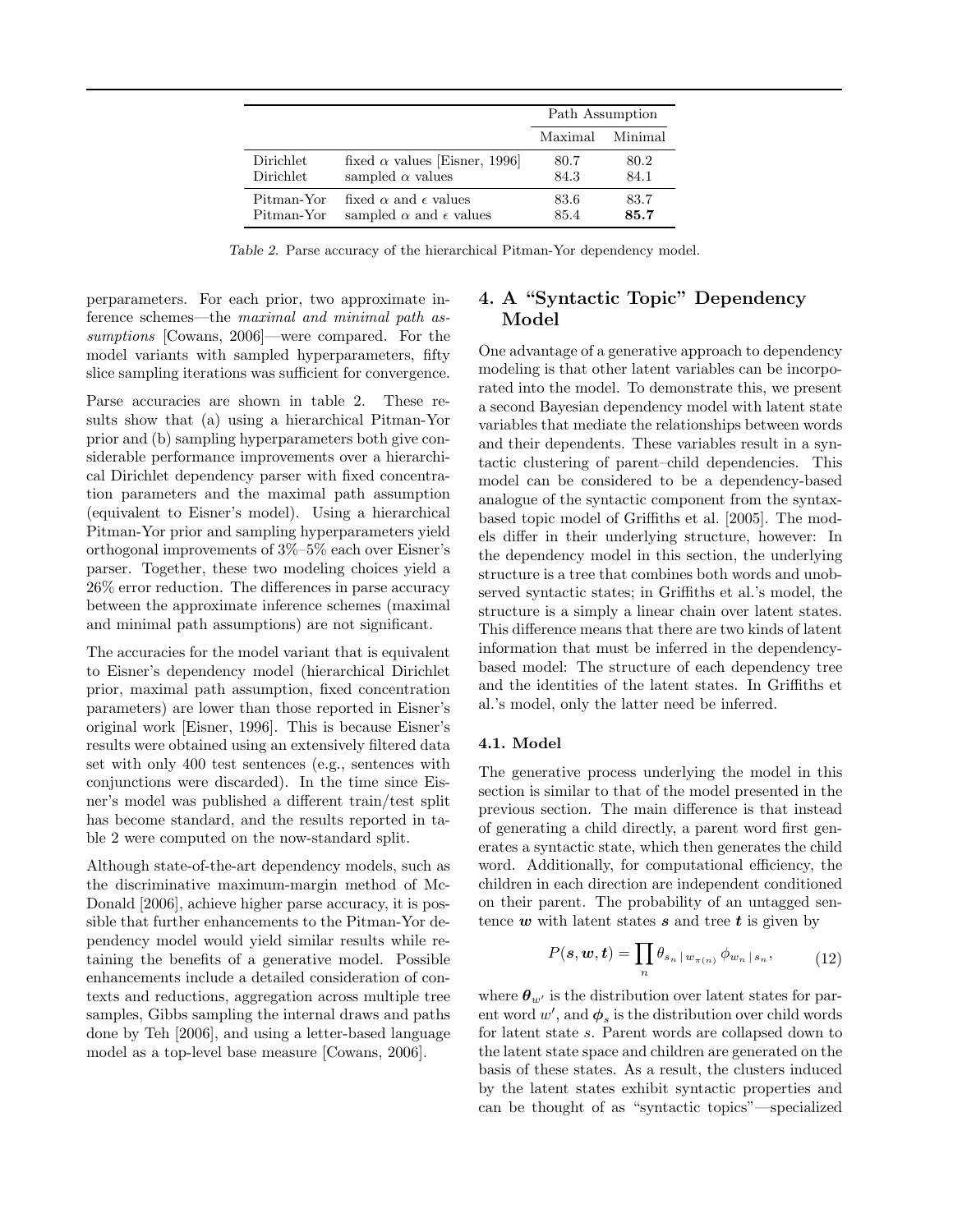| | | Path Assumption | |
|---|---|---|---|
| | | Maximal | Minimal |
| Dirichlet | fixed $\alpha$ values [Eisner, 1996] | 80.7 | 80.2 |
| Dirichlet | sampled $\alpha$ values | 84.3 | 84.1 |
| Pitman-Yor | fixed $\alpha$ and $\epsilon$ values | 83.6 | 83.7 |
| Pitman-Yor | sampled $\alpha$ and $\epsilon$ values | 85.4 | **85.7** |

*Table 2.* Parse accuracy of the hierarchical Pitman-Yor dependency model.

perparameters. For each prior, two approximate inference schemes—the *maximal and minimal path assumptions* [Cowans, 2006]—were compared. For the model variants with sampled hyperparameters, fifty slice sampling iterations was sufficient for convergence.

Parse accuracies are shown in table 2. These results show that (a) using a hierarchical Pitman-Yor prior and (b) sampling hyperparameters both give considerable performance improvements over a hierarchical Dirichlet dependency parser with fixed concentration parameters and the maximal path assumption (equivalent to Eisner's model). Using a hierarchical Pitman-Yor prior and sampling hyperparameters yield orthogonal improvements of 3%–5% each over Eisner's parser. Together, these two modeling choices yield a 26% error reduction. The differences in parse accuracy between the approximate inference schemes (maximal and minimal path assumptions) are not significant.

The accuracies for the model variant that is equivalent to Eisner's dependency model (hierarchical Dirichlet prior, maximal path assumption, fixed concentration parameters) are lower than those reported in Eisner's original work [Eisner, 1996]. This is because Eisner's results were obtained using an extensively filtered data set with only 400 test sentences (e.g., sentences with conjunctions were discarded). In the time since Eisner's model was published a different train/test split has become standard, and the results reported in table 2 were computed on the now-standard split.

Although state-of-the-art dependency models, such as the discriminative maximum-margin method of McDonald [2006], achieve higher parse accuracy, it is possible that further enhancements to the Pitman-Yor dependency model would yield similar results while retaining the benefits of a generative model. Possible enhancements include a detailed consideration of contexts and reductions, aggregation across multiple tree samples, Gibbs sampling the internal draws and paths done by Teh [2006], and using a letter-based language model as a top-level base measure [Cowans, 2006].

## 4. A "Syntactic Topic" Dependency Model

One advantage of a generative approach to dependency modeling is that other latent variables can be incorporated into the model. To demonstrate this, we present a second Bayesian dependency model with latent state variables that mediate the relationships between words and their dependents. These variables result in a syntactic clustering of parent–child dependencies. This model can be considered to be a dependency-based analogue of the syntactic component from the syntax-based topic model of Griffiths et al. [2005]. The models differ in their underlying structure, however: In the dependency model in this section, the underlying structure is a tree that combines both words and unobserved syntactic states; in Griffiths et al.'s model, the structure is a simply a linear chain over latent states. This difference means that there are two kinds of latent information that must be inferred in the dependency-based model: The structure of each dependency tree and the identities of the latent states. In Griffiths et al.'s model, only the latter need be inferred.

### 4.1. Model

The generative process underlying the model in this section is similar to that of the model presented in the previous section. The main difference is that instead of generating a child directly, a parent word first generates a syntactic state, which then generates the child word. Additionally, for computational efficiency, the children in each direction are independent conditioned on their parent. The probability of an untagged sentence $\boldsymbol{w}$ with latent states $\boldsymbol{s}$ and tree $\boldsymbol{t}$ is given by

$$P(\boldsymbol{s}, \boldsymbol{w}, \boldsymbol{t}) = \prod_n \theta_{s_n \,|\, w_{\pi(n)}} \, \phi_{w_n \,|\, s_n}, \tag{12}$$

where $\boldsymbol{\theta}_{w'}$ is the distribution over latent states for parent word $w'$, and $\boldsymbol{\phi}_s$ is the distribution over child words for latent state $s$. Parent words are collapsed down to the latent state space and children are generated on the basis of these states. As a result, the clusters induced by the latent states exhibit syntactic properties and can be thought of as "syntactic topics"—specialized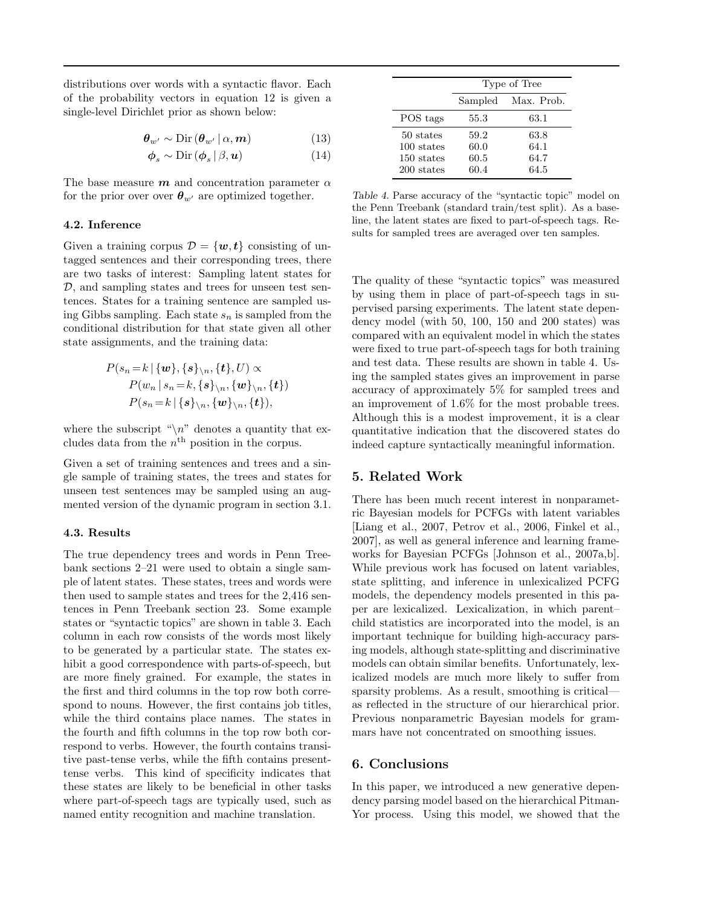distributions over words with a syntactic flavor. Each of the probability vectors in equation 12 is given a single-level Dirichlet prior as shown below:

$$\boldsymbol{\theta}_{w'} \sim \text{Dir}\left(\boldsymbol{\theta}_{w'} \,|\, \alpha, \boldsymbol{m}\right) \tag{13}$$

$$\boldsymbol{\phi}_{s} \sim \text{Dir}\left(\boldsymbol{\phi}_{s} \,|\, \beta, \boldsymbol{u}\right) \tag{14}$$

The base measure $\boldsymbol{m}$ and concentration parameter $\alpha$ for the prior over over $\boldsymbol{\theta}_{w'}$ are optimized together.

### 4.2. Inference

Given a training corpus $\mathcal{D} = \{\boldsymbol{w}, \boldsymbol{t}\}$ consisting of untagged sentences and their corresponding trees, there are two tasks of interest: Sampling latent states for $\mathcal{D}$, and sampling states and trees for unseen test sentences. States for a training sentence are sampled using Gibbs sampling. Each state $s_n$ is sampled from the conditional distribution for that state given all other state assignments, and the training data:

$$\begin{aligned} P(s_n\!=\!k \,|\, \{\boldsymbol{w}\}, \{\boldsymbol{s}\}_{\setminus n}, \{\boldsymbol{t}\}, U) \propto \\ P(w_n \,|\, s_n\!=\!k, \{\boldsymbol{s}\}_{\setminus n}, \{\boldsymbol{w}\}_{\setminus n}, \{\boldsymbol{t}\}) \\ P(s_n\!=\!k \,|\, \{\boldsymbol{s}\}_{\setminus n}, \{\boldsymbol{w}\}_{\setminus n}, \{\boldsymbol{t}\}), \end{aligned}$$

where the subscript "$\setminus n$" denotes a quantity that excludes data from the $n^{\text{th}}$ position in the corpus.

Given a set of training sentences and trees and a single sample of training states, the trees and states for unseen test sentences may be sampled using an augmented version of the dynamic program in section 3.1.

### 4.3. Results

The true dependency trees and words in Penn Treebank sections 2–21 were used to obtain a single sample of latent states. These states, trees and words were then used to sample states and trees for the 2,416 sentences in Penn Treebank section 23. Some example states or "syntactic topics" are shown in table 3. Each column in each row consists of the words most likely to be generated by a particular state. The states exhibit a good correspondence with parts-of-speech, but are more finely grained. For example, the states in the first and third columns in the top row both correspond to nouns. However, the first contains job titles, while the third contains place names. The states in the fourth and fifth columns in the top row both correspond to verbs. However, the fourth contains transitive past-tense verbs, while the fifth contains present-tense verbs. This kind of specificity indicates that these states are likely to be beneficial in other tasks where part-of-speech tags are typically used, such as named entity recognition and machine translation.

| | Type of Tree | |
|---|---|---|
| | Sampled | Max. Prob. |
| POS tags | 55.3 | 63.1 |
| 50 states | 59.2 | 63.8 |
| 100 states | 60.0 | 64.1 |
| 150 states | 60.5 | 64.7 |
| 200 states | 60.4 | 64.5 |

*Table 4.* Parse accuracy of the "syntactic topic" model on the Penn Treebank (standard train/test split). As a baseline, the latent states are fixed to part-of-speech tags. Results for sampled trees are averaged over ten samples.

The quality of these "syntactic topics" was measured by using them in place of part-of-speech tags in supervised parsing experiments. The latent state dependency model (with 50, 100, 150 and 200 states) was compared with an equivalent model in which the states were fixed to true part-of-speech tags for both training and test data. These results are shown in table 4. Using the sampled states gives an improvement in parse accuracy of approximately 5% for sampled trees and an improvement of 1.6% for the most probable trees. Although this is a modest improvement, it is a clear quantitative indication that the discovered states do indeed capture syntactically meaningful information.

## 5. Related Work

There has been much recent interest in nonparametric Bayesian models for PCFGs with latent variables [Liang et al., 2007, Petrov et al., 2006, Finkel et al., 2007], as well as general inference and learning frameworks for Bayesian PCFGs [Johnson et al., 2007a,b]. While previous work has focused on latent variables, state splitting, and inference in unlexicalized PCFG models, the dependency models presented in this paper are lexicalized. Lexicalization, in which parent–child statistics are incorporated into the model, is an important technique for building high-accuracy parsing models, although state-splitting and discriminative models can obtain similar benefits. Unfortunately, lexicalized models are much more likely to suffer from sparsity problems. As a result, smoothing is critical—as reflected in the structure of our hierarchical prior. Previous nonparametric Bayesian models for grammars have not concentrated on smoothing issues.

## 6. Conclusions

In this paper, we introduced a new generative dependency parsing model based on the hierarchical Pitman-Yor process. Using this model, we showed that the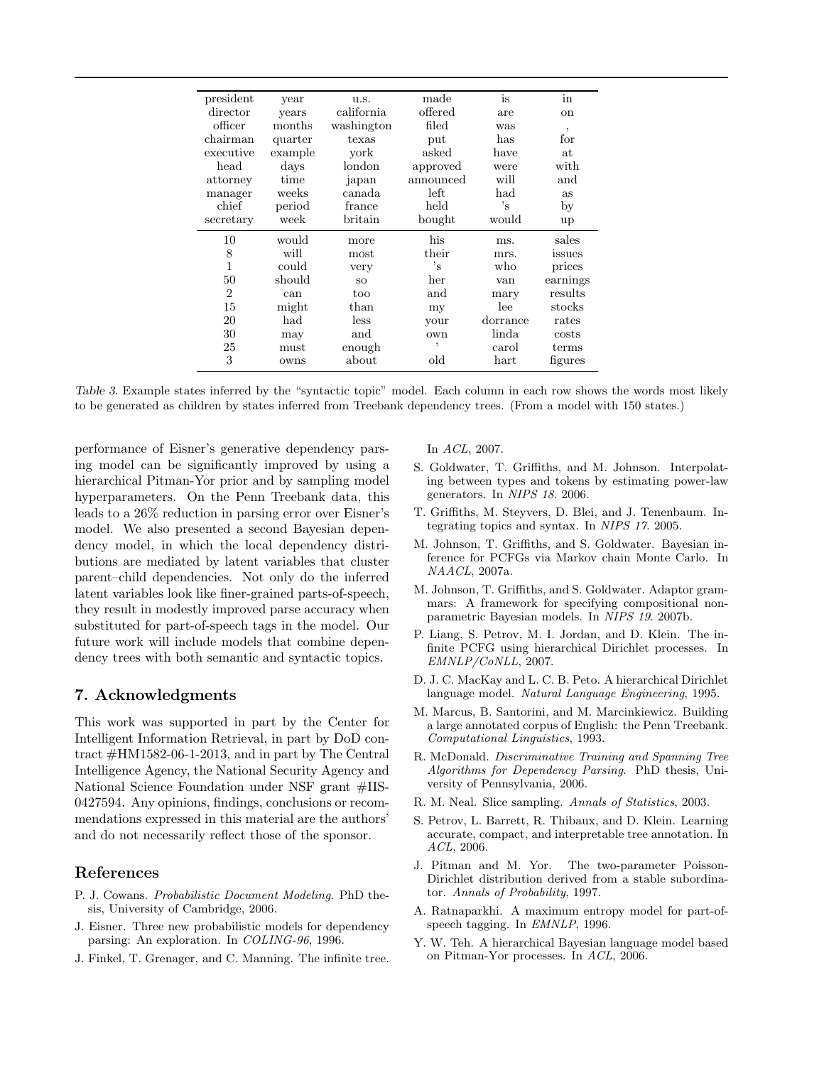| | | | | | |
|---|---|---|---|---|---|
| president | year | u.s. | made | is | in |
| director | years | california | offered | are | on |
| officer | months | washington | filed | was | , |
| chairman | quarter | texas | put | has | for |
| executive | example | york | asked | have | at |
| head | days | london | approved | were | with |
| attorney | time | japan | announced | will | and |
| manager | weeks | canada | left | had | as |
| chief | period | france | held | 's | by |
| secretary | week | britain | bought | would | up |
| 10 | would | more | his | ms. | sales |
| 8 | will | most | their | mrs. | issues |
| 1 | could | very | 's | who | prices |
| 50 | should | so | her | van | earnings |
| 2 | can | too | and | mary | results |
| 15 | might | than | my | lee | stocks |
| 20 | had | less | your | dorrance | rates |
| 30 | may | and | own | linda | costs |
| 25 | must | enough | ' | carol | terms |
| 3 | owns | about | old | hart | figures |

*Table 3.* Example states inferred by the "syntactic topic" model. Each column in each row shows the words most likely to be generated as children by states inferred from Treebank dependency trees. (From a model with 150 states.)

performance of Eisner's generative dependency parsing model can be significantly improved by using a hierarchical Pitman-Yor prior and by sampling model hyperparameters. On the Penn Treebank data, this leads to a 26% reduction in parsing error over Eisner's model. We also presented a second Bayesian dependency model, in which the local dependency distributions are mediated by latent variables that cluster parent–child dependencies. Not only do the inferred latent variables look like finer-grained parts-of-speech, they result in modestly improved parse accuracy when substituted for part-of-speech tags in the model. Our future work will include models that combine dependency trees with both semantic and syntactic topics.

## 7. Acknowledgments

This work was supported in part by the Center for Intelligent Information Retrieval, in part by DoD contract #HM1582-06-1-2013, and in part by The Central Intelligence Agency, the National Security Agency and National Science Foundation under NSF grant #IIS-0427594. Any opinions, findings, conclusions or recommendations expressed in this material are the authors' and do not necessarily reflect those of the sponsor.

## References

P. J. Cowans. *Probabilistic Document Modeling*. PhD thesis, University of Cambridge, 2006.

J. Eisner. Three new probabilistic models for dependency parsing: An exploration. In *COLING-96*, 1996.

J. Finkel, T. Grenager, and C. Manning. The infinite tree. In *ACL*, 2007.

S. Goldwater, T. Griffiths, and M. Johnson. Interpolating between types and tokens by estimating power-law generators. In *NIPS 18*. 2006.

T. Griffiths, M. Steyvers, D. Blei, and J. Tenenbaum. Integrating topics and syntax. In *NIPS 17*. 2005.

M. Johnson, T. Griffiths, and S. Goldwater. Bayesian inference for PCFGs via Markov chain Monte Carlo. In *NAACL*, 2007a.

M. Johnson, T. Griffiths, and S. Goldwater. Adaptor grammars: A framework for specifying compositional nonparametric Bayesian models. In *NIPS 19*. 2007b.

P. Liang, S. Petrov, M. I. Jordan, and D. Klein. The infinite PCFG using hierarchical Dirichlet processes. In *EMNLP/CoNLL*, 2007.

D. J. C. MacKay and L. C. B. Peto. A hierarchical Dirichlet language model. *Natural Language Engineering*, 1995.

M. Marcus, B. Santorini, and M. Marcinkiewicz. Building a large annotated corpus of English: the Penn Treebank. *Computational Linguistics*, 1993.

R. McDonald. *Discriminative Training and Spanning Tree Algorithms for Dependency Parsing*. PhD thesis, University of Pennsylvania, 2006.

R. M. Neal. Slice sampling. *Annals of Statistics*, 2003.

S. Petrov, L. Barrett, R. Thibaux, and D. Klein. Learning accurate, compact, and interpretable tree annotation. In *ACL*, 2006.

J. Pitman and M. Yor. The two-parameter Poisson-Dirichlet distribution derived from a stable subordinator. *Annals of Probability*, 1997.

A. Ratnaparkhi. A maximum entropy model for part-of-speech tagging. In *EMNLP*, 1996.

Y. W. Teh. A hierarchical Bayesian language model based on Pitman-Yor processes. In *ACL*, 2006.